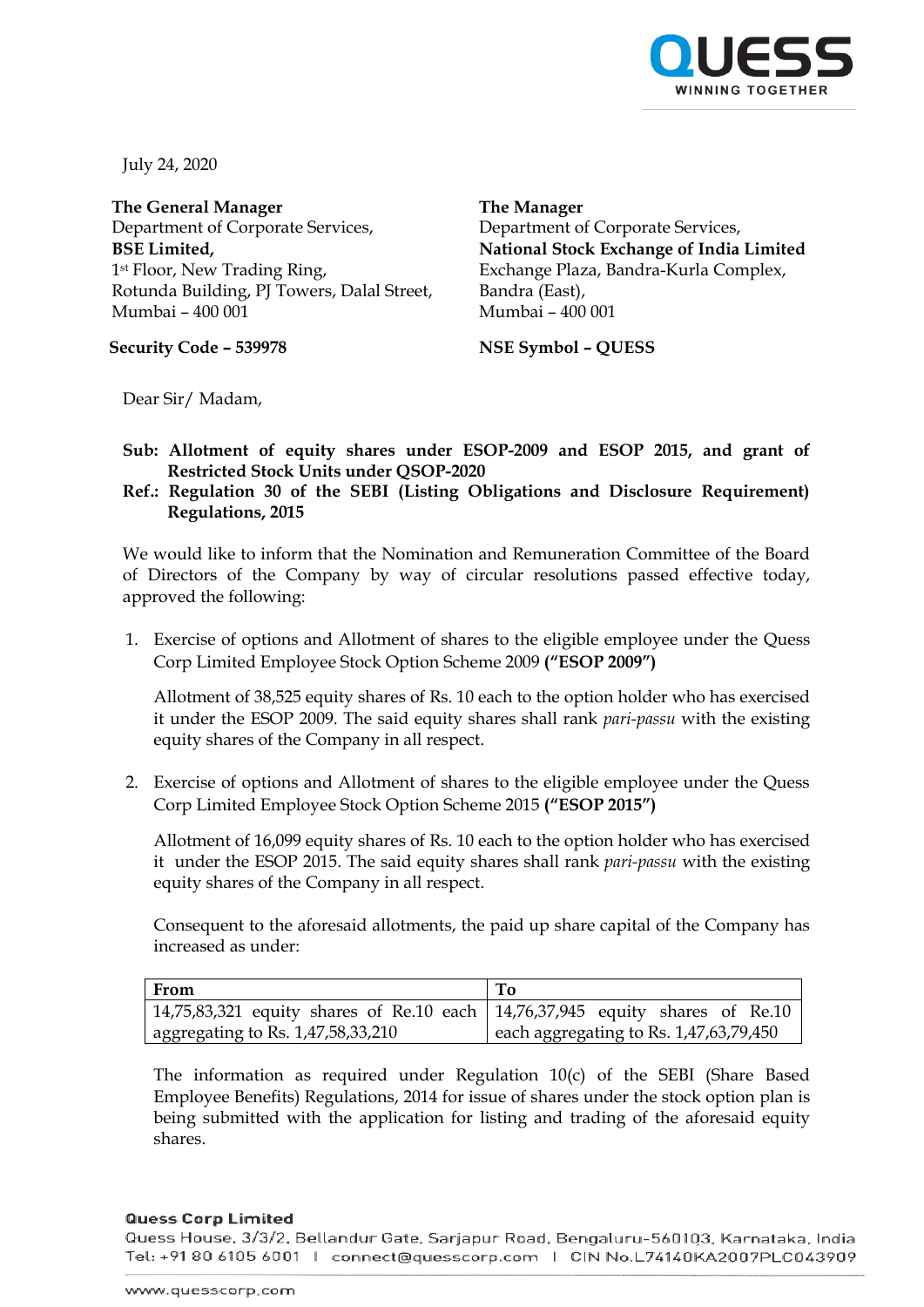July 24, 2020

**The General Manager**
Department of Corporate Services,
**BSE Limited,**
1st Floor, New Trading Ring,
Rotunda Building, PJ Towers, Dalal Street,
Mumbai – 400 001

**Security Code – 539978**

**The Manager**
Department of Corporate Services,
**National Stock Exchange of India Limited**
Exchange Plaza, Bandra-Kurla Complex,
Bandra (East),
Mumbai – 400 001

**NSE Symbol – QUESS**

Dear Sir/ Madam,

**Sub: Allotment of equity shares under ESOP-2009 and ESOP 2015, and grant of Restricted Stock Units under QSOP-2020**
**Ref.: Regulation 30 of the SEBI (Listing Obligations and Disclosure Requirement) Regulations, 2015**

We would like to inform that the Nomination and Remuneration Committee of the Board of Directors of the Company by way of circular resolutions passed effective today, approved the following:

1. Exercise of options and Allotment of shares to the eligible employee under the Quess Corp Limited Employee Stock Option Scheme 2009 **("ESOP 2009")**

   Allotment of 38,525 equity shares of Rs. 10 each to the option holder who has exercised it under the ESOP 2009. The said equity shares shall rank *pari-passu* with the existing equity shares of the Company in all respect.

2. Exercise of options and Allotment of shares to the eligible employee under the Quess Corp Limited Employee Stock Option Scheme 2015 **("ESOP 2015")**

   Allotment of 16,099 equity shares of Rs. 10 each to the option holder who has exercised it under the ESOP 2015. The said equity shares shall rank *pari-passu* with the existing equity shares of the Company in all respect.

   Consequent to the aforesaid allotments, the paid up share capital of the Company has increased as under:

   | From | To |
   |---|---|
   | 14,75,83,321 equity shares of Re.10 each aggregating to Rs. 1,47,58,33,210 | 14,76,37,945 equity shares of Re.10 each aggregating to Rs. 1,47,63,79,450 |

   The information as required under Regulation 10(c) of the SEBI (Share Based Employee Benefits) Regulations, 2014 for issue of shares under the stock option plan is being submitted with the application for listing and trading of the aforesaid equity shares.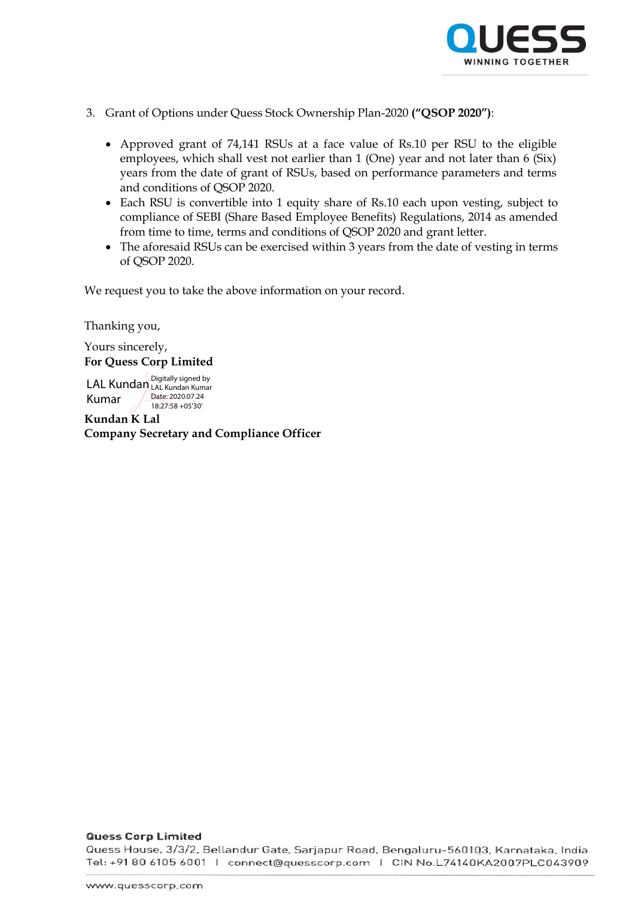3. Grant of Options under Quess Stock Ownership Plan-2020 **("QSOP 2020")**:

    - Approved grant of 74,141 RSUs at a face value of Rs.10 per RSU to the eligible employees, which shall vest not earlier than 1 (One) year and not later than 6 (Six) years from the date of grant of RSUs, based on performance parameters and terms and conditions of QSOP 2020.
    - Each RSU is convertible into 1 equity share of Rs.10 each upon vesting, subject to compliance of SEBI (Share Based Employee Benefits) Regulations, 2014 as amended from time to time, terms and conditions of QSOP 2020 and grant letter.
    - The aforesaid RSUs can be exercised within 3 years from the date of vesting in terms of QSOP 2020.

We request you to take the above information on your record.

Thanking you,

Yours sincerely,
**For Quess Corp Limited**

LAL Kundan Kumar
Digitally signed by LAL Kundan Kumar
Date: 2020.07.24 18:27:58 +05'30'

**Kundan K Lal**
**Company Secretary and Compliance Officer**

**Quess Corp Limited**
Quess House, 3/3/2, Bellandur Gate, Sarjapur Road, Bengaluru-560103, Karnataka, India
Tel: +91 80 6105 6001 | connect@quesscorp.com | CIN No.L74140KA2007PLC043909

www.quesscorp.com